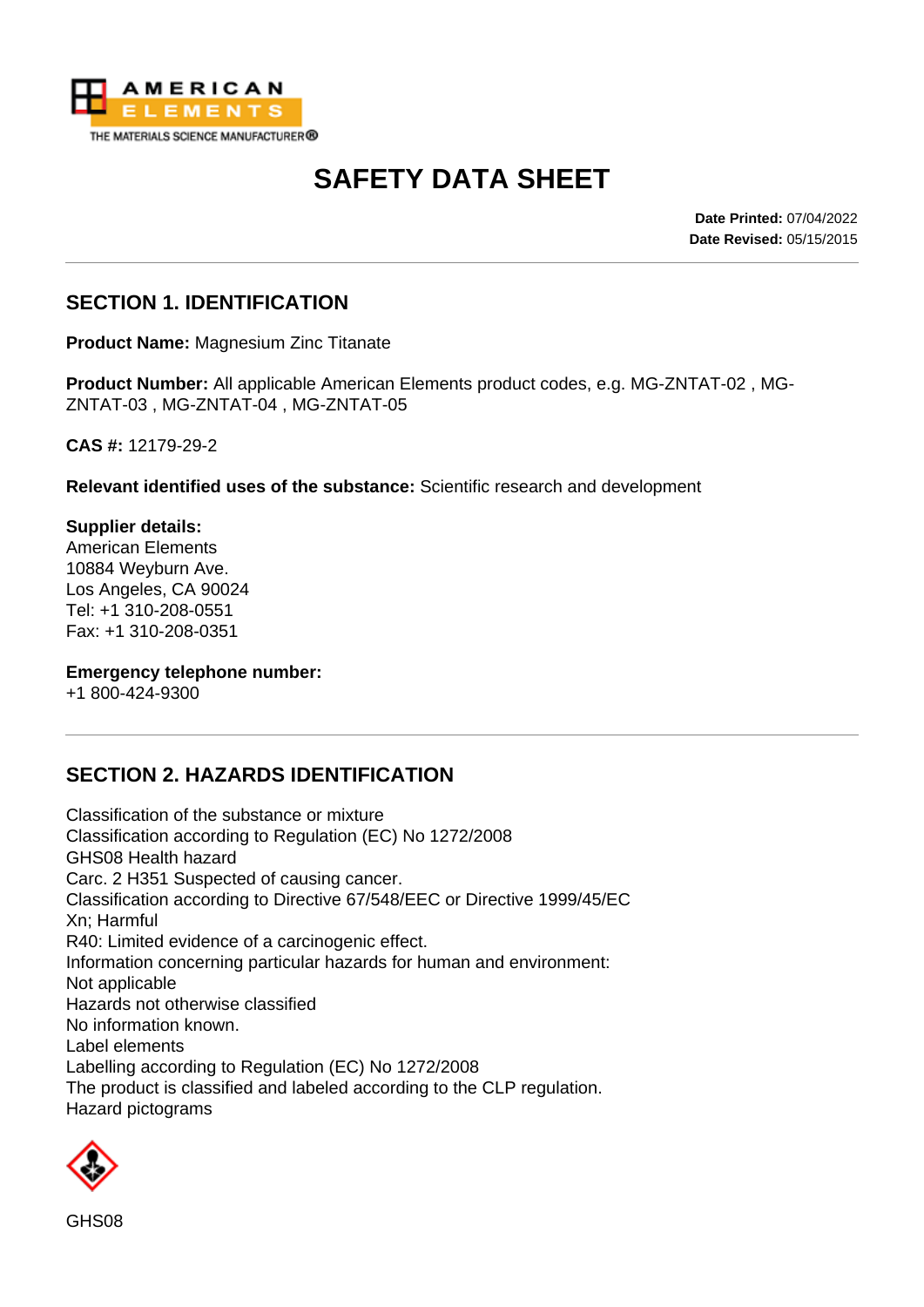# SAFETY DATA SHEET

**Date Printed:** 07/04/2022
**Date Revised:** 05/15/2015

## SECTION 1. IDENTIFICATION

**Product Name:** Magnesium Zinc Titanate

**Product Number:** All applicable American Elements product codes, e.g. MG-ZNTAT-02 , MG-ZNTAT-03 , MG-ZNTAT-04 , MG-ZNTAT-05

**CAS #:** 12179-29-2

**Relevant identified uses of the substance:** Scientific research and development

**Supplier details:**
American Elements
10884 Weyburn Ave.
Los Angeles, CA 90024
Tel: +1 310-208-0551
Fax: +1 310-208-0351

**Emergency telephone number:**
+1 800-424-9300

## SECTION 2. HAZARDS IDENTIFICATION

Classification of the substance or mixture
Classification according to Regulation (EC) No 1272/2008
GHS08 Health hazard
Carc. 2 H351 Suspected of causing cancer.
Classification according to Directive 67/548/EEC or Directive 1999/45/EC
Xn; Harmful
R40: Limited evidence of a carcinogenic effect.
Information concerning particular hazards for human and environment:
Not applicable
Hazards not otherwise classified
No information known.
Label elements
Labelling according to Regulation (EC) No 1272/2008
The product is classified and labeled according to the CLP regulation.
Hazard pictograms

GHS08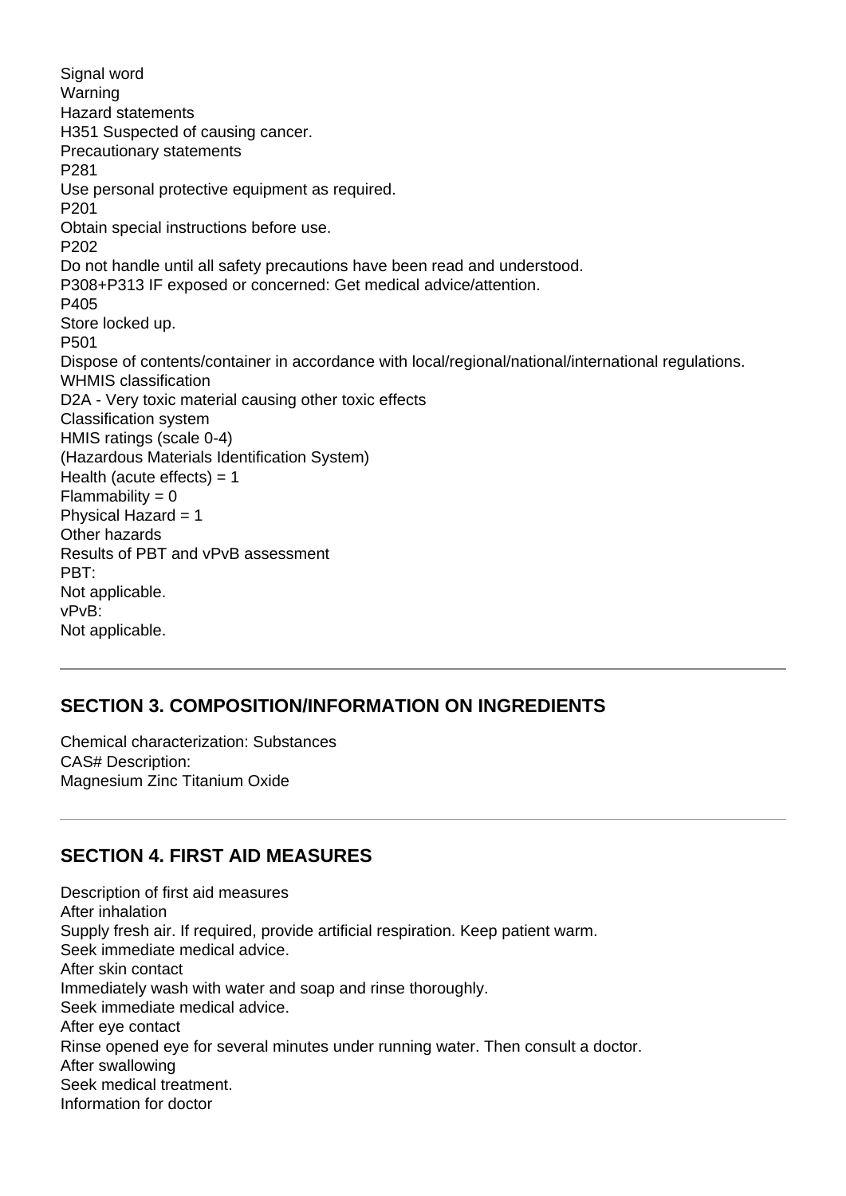Signal word

Warning

Hazard statements

H351 Suspected of causing cancer.

Precautionary statements

P281

Use personal protective equipment as required.

P201

Obtain special instructions before use.

P202

Do not handle until all safety precautions have been read and understood.

P308+P313 IF exposed or concerned: Get medical advice/attention.

P405

Store locked up.

P501

Dispose of contents/container in accordance with local/regional/national/international regulations.

WHMIS classification

D2A - Very toxic material causing other toxic effects

Classification system

HMIS ratings (scale 0-4)

(Hazardous Materials Identification System)

Health (acute effects) = 1

Flammability = 0

Physical Hazard = 1

Other hazards

Results of PBT and vPvB assessment

PBT:

Not applicable.

vPvB:

Not applicable.

---

## SECTION 3. COMPOSITION/INFORMATION ON INGREDIENTS

Chemical characterization: Substances

CAS# Description:

Magnesium Zinc Titanium Oxide

---

## SECTION 4. FIRST AID MEASURES

Description of first aid measures

After inhalation

Supply fresh air. If required, provide artificial respiration. Keep patient warm.

Seek immediate medical advice.

After skin contact

Immediately wash with water and soap and rinse thoroughly.

Seek immediate medical advice.

After eye contact

Rinse opened eye for several minutes under running water. Then consult a doctor.

After swallowing

Seek medical treatment.

Information for doctor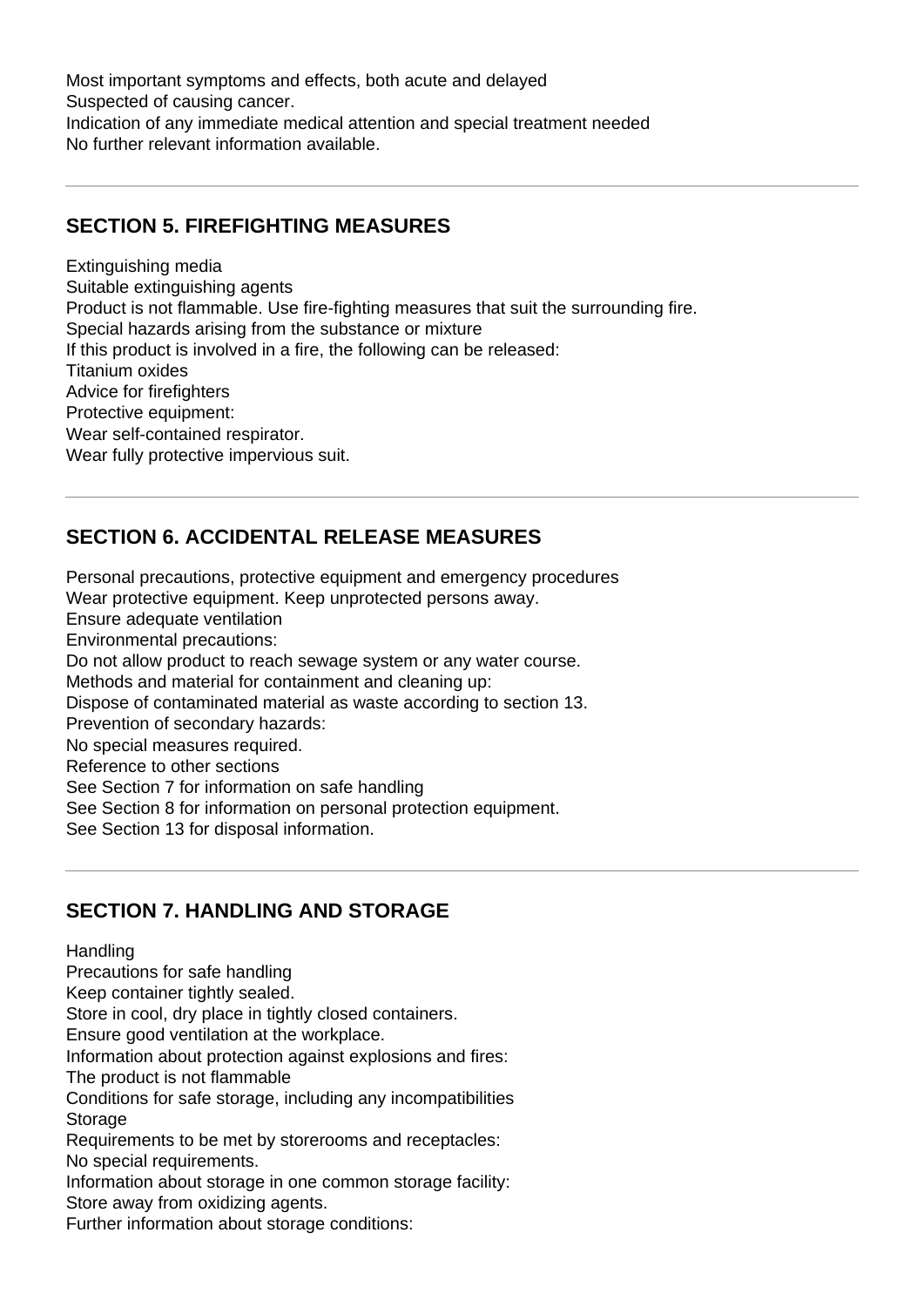Most important symptoms and effects, both acute and delayed
Suspected of causing cancer.
Indication of any immediate medical attention and special treatment needed
No further relevant information available.

---

## SECTION 5. FIREFIGHTING MEASURES

Extinguishing media
Suitable extinguishing agents
Product is not flammable. Use fire-fighting measures that suit the surrounding fire.
Special hazards arising from the substance or mixture
If this product is involved in a fire, the following can be released:
Titanium oxides
Advice for firefighters
Protective equipment:
Wear self-contained respirator.
Wear fully protective impervious suit.

---

## SECTION 6. ACCIDENTAL RELEASE MEASURES

Personal precautions, protective equipment and emergency procedures
Wear protective equipment. Keep unprotected persons away.
Ensure adequate ventilation
Environmental precautions:
Do not allow product to reach sewage system or any water course.
Methods and material for containment and cleaning up:
Dispose of contaminated material as waste according to section 13.
Prevention of secondary hazards:
No special measures required.
Reference to other sections
See Section 7 for information on safe handling
See Section 8 for information on personal protection equipment.
See Section 13 for disposal information.

---

## SECTION 7. HANDLING AND STORAGE

Handling
Precautions for safe handling
Keep container tightly sealed.
Store in cool, dry place in tightly closed containers.
Ensure good ventilation at the workplace.
Information about protection against explosions and fires:
The product is not flammable
Conditions for safe storage, including any incompatibilities
Storage
Requirements to be met by storerooms and receptacles:
No special requirements.
Information about storage in one common storage facility:
Store away from oxidizing agents.
Further information about storage conditions: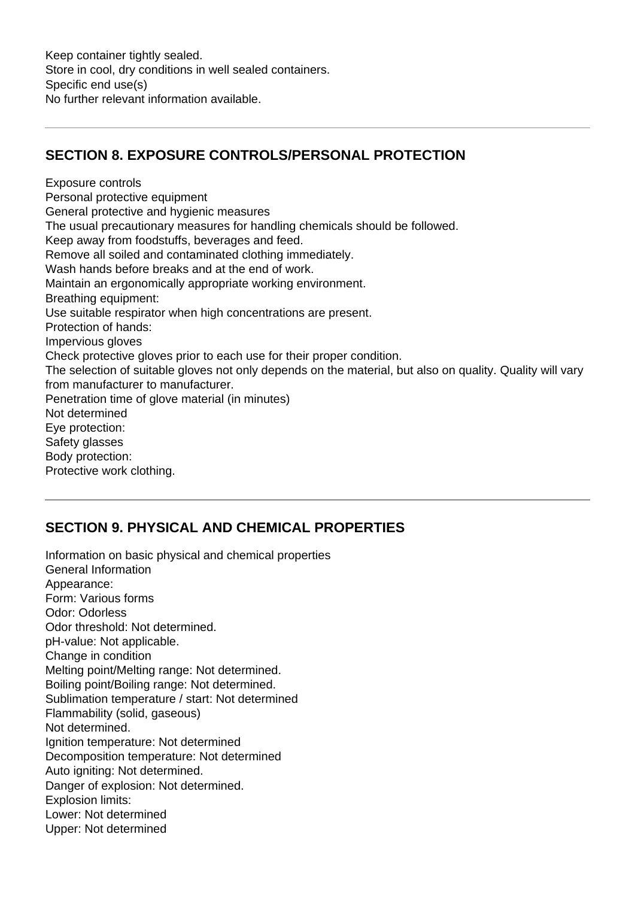Keep container tightly sealed.
Store in cool, dry conditions in well sealed containers.
Specific end use(s)
No further relevant information available.

---

## SECTION 8. EXPOSURE CONTROLS/PERSONAL PROTECTION

Exposure controls
Personal protective equipment
General protective and hygienic measures
The usual precautionary measures for handling chemicals should be followed.
Keep away from foodstuffs, beverages and feed.
Remove all soiled and contaminated clothing immediately.
Wash hands before breaks and at the end of work.
Maintain an ergonomically appropriate working environment.
Breathing equipment:
Use suitable respirator when high concentrations are present.
Protection of hands:
Impervious gloves
Check protective gloves prior to each use for their proper condition.
The selection of suitable gloves not only depends on the material, but also on quality. Quality will vary from manufacturer to manufacturer.
Penetration time of glove material (in minutes)
Not determined
Eye protection:
Safety glasses
Body protection:
Protective work clothing.

---

## SECTION 9. PHYSICAL AND CHEMICAL PROPERTIES

Information on basic physical and chemical properties
General Information
Appearance:
Form: Various forms
Odor: Odorless
Odor threshold: Not determined.
pH-value: Not applicable.
Change in condition
Melting point/Melting range: Not determined.
Boiling point/Boiling range: Not determined.
Sublimation temperature / start: Not determined
Flammability (solid, gaseous)
Not determined.
Ignition temperature: Not determined
Decomposition temperature: Not determined
Auto igniting: Not determined.
Danger of explosion: Not determined.
Explosion limits:
Lower: Not determined
Upper: Not determined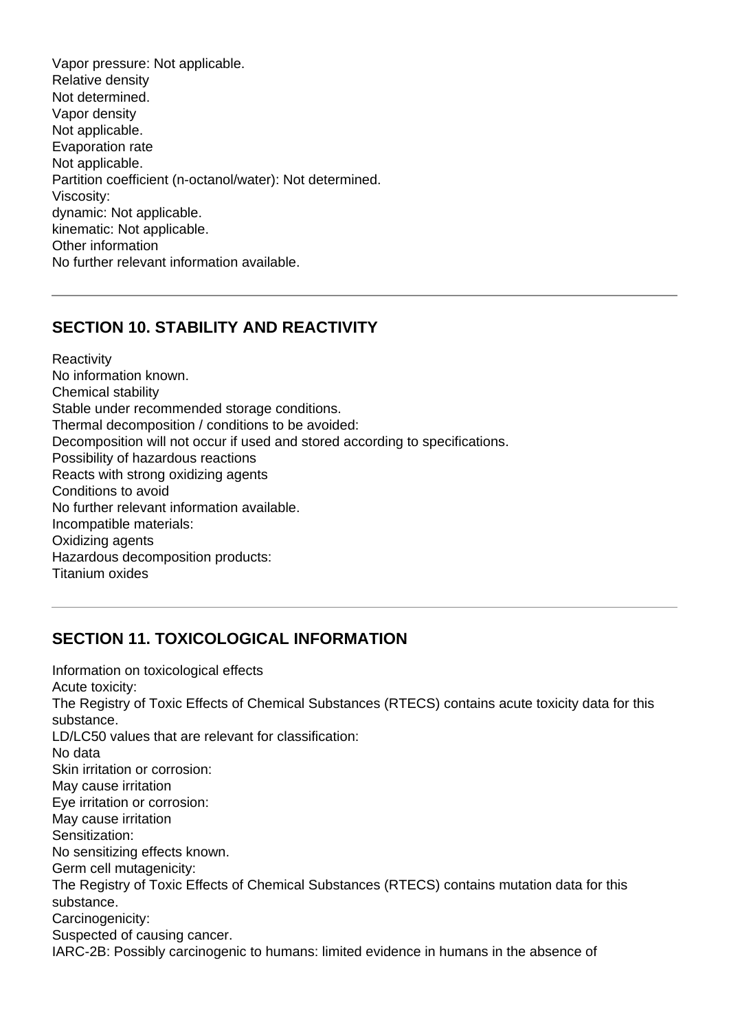Vapor pressure: Not applicable.
Relative density
Not determined.
Vapor density
Not applicable.
Evaporation rate
Not applicable.
Partition coefficient (n-octanol/water): Not determined.
Viscosity:
dynamic: Not applicable.
kinematic: Not applicable.
Other information
No further relevant information available.

---

## SECTION 10. STABILITY AND REACTIVITY

Reactivity
No information known.
Chemical stability
Stable under recommended storage conditions.
Thermal decomposition / conditions to be avoided:
Decomposition will not occur if used and stored according to specifications.
Possibility of hazardous reactions
Reacts with strong oxidizing agents
Conditions to avoid
No further relevant information available.
Incompatible materials:
Oxidizing agents
Hazardous decomposition products:
Titanium oxides

---

## SECTION 11. TOXICOLOGICAL INFORMATION

Information on toxicological effects
Acute toxicity:
The Registry of Toxic Effects of Chemical Substances (RTECS) contains acute toxicity data for this substance.
LD/LC50 values that are relevant for classification:
No data
Skin irritation or corrosion:
May cause irritation
Eye irritation or corrosion:
May cause irritation
Sensitization:
No sensitizing effects known.
Germ cell mutagenicity:
The Registry of Toxic Effects of Chemical Substances (RTECS) contains mutation data for this substance.
Carcinogenicity:
Suspected of causing cancer.
IARC-2B: Possibly carcinogenic to humans: limited evidence in humans in the absence of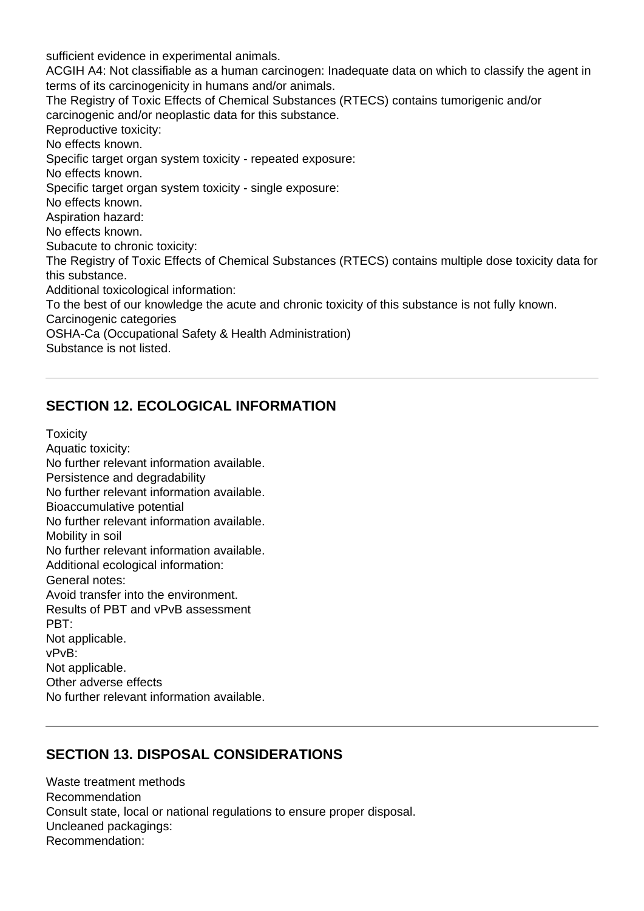sufficient evidence in experimental animals.
ACGIH A4: Not classifiable as a human carcinogen: Inadequate data on which to classify the agent in terms of its carcinogenicity in humans and/or animals.
The Registry of Toxic Effects of Chemical Substances (RTECS) contains tumorigenic and/or carcinogenic and/or neoplastic data for this substance.
Reproductive toxicity:
No effects known.
Specific target organ system toxicity - repeated exposure:
No effects known.
Specific target organ system toxicity - single exposure:
No effects known.
Aspiration hazard:
No effects known.
Subacute to chronic toxicity:
The Registry of Toxic Effects of Chemical Substances (RTECS) contains multiple dose toxicity data for this substance.
Additional toxicological information:
To the best of our knowledge the acute and chronic toxicity of this substance is not fully known.
Carcinogenic categories
OSHA-Ca (Occupational Safety & Health Administration)
Substance is not listed.

---

## SECTION 12. ECOLOGICAL INFORMATION

Toxicity
Aquatic toxicity:
No further relevant information available.
Persistence and degradability
No further relevant information available.
Bioaccumulative potential
No further relevant information available.
Mobility in soil
No further relevant information available.
Additional ecological information:
General notes:
Avoid transfer into the environment.
Results of PBT and vPvB assessment
PBT:
Not applicable.
vPvB:
Not applicable.
Other adverse effects
No further relevant information available.

---

## SECTION 13. DISPOSAL CONSIDERATIONS

Waste treatment methods
Recommendation
Consult state, local or national regulations to ensure proper disposal.
Uncleaned packagings:
Recommendation: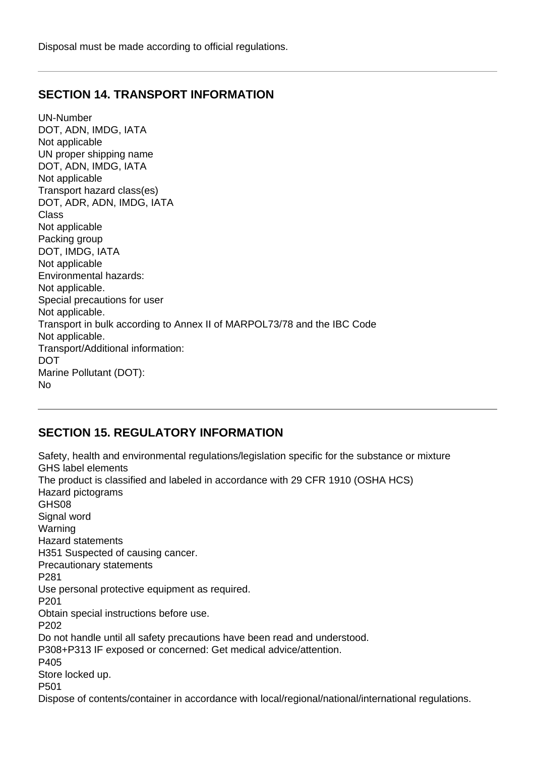Disposal must be made according to official regulations.

---

## SECTION 14. TRANSPORT INFORMATION

UN-Number
DOT, ADN, IMDG, IATA
Not applicable
UN proper shipping name
DOT, ADN, IMDG, IATA
Not applicable
Transport hazard class(es)
DOT, ADR, ADN, IMDG, IATA
Class
Not applicable
Packing group
DOT, IMDG, IATA
Not applicable
Environmental hazards:
Not applicable.
Special precautions for user
Not applicable.
Transport in bulk according to Annex II of MARPOL73/78 and the IBC Code
Not applicable.
Transport/Additional information:
DOT
Marine Pollutant (DOT):
No

---

## SECTION 15. REGULATORY INFORMATION

Safety, health and environmental regulations/legislation specific for the substance or mixture
GHS label elements
The product is classified and labeled in accordance with 29 CFR 1910 (OSHA HCS)
Hazard pictograms
GHS08
Signal word
Warning
Hazard statements
H351 Suspected of causing cancer.
Precautionary statements
P281
Use personal protective equipment as required.
P201
Obtain special instructions before use.
P202
Do not handle until all safety precautions have been read and understood.
P308+P313 IF exposed or concerned: Get medical advice/attention.
P405
Store locked up.
P501
Dispose of contents/container in accordance with local/regional/national/international regulations.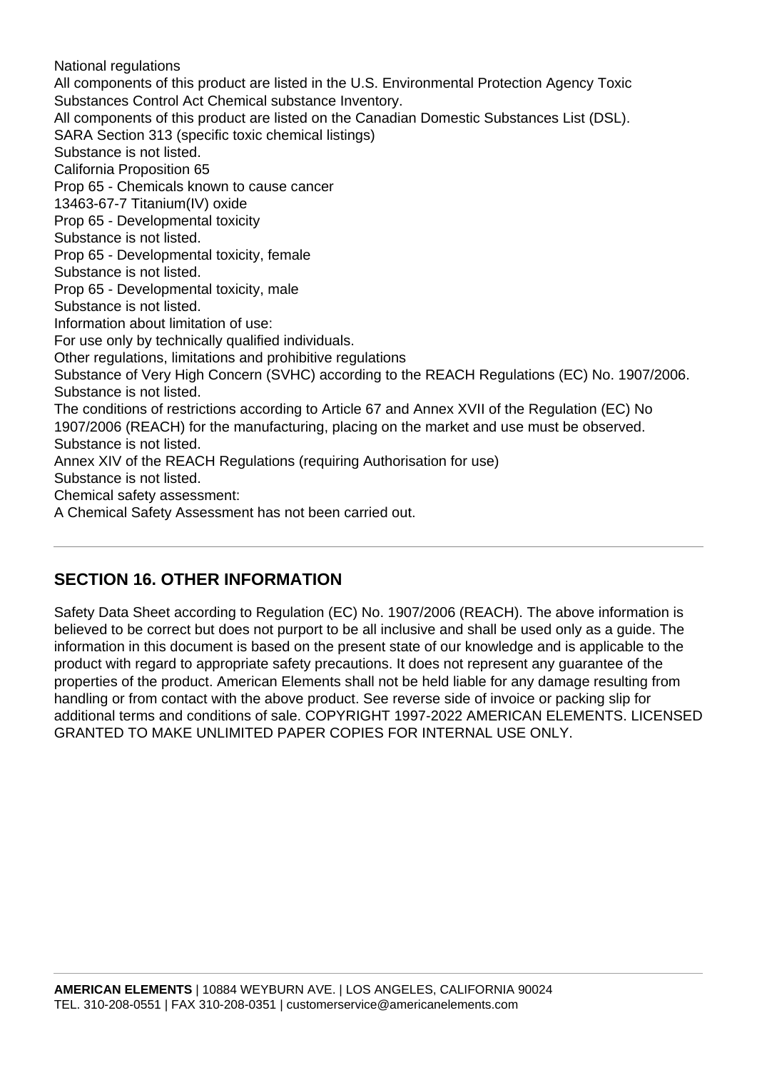National regulations

All components of this product are listed in the U.S. Environmental Protection Agency Toxic Substances Control Act Chemical substance Inventory.

All components of this product are listed on the Canadian Domestic Substances List (DSL).

SARA Section 313 (specific toxic chemical listings)

Substance is not listed.

California Proposition 65

Prop 65 - Chemicals known to cause cancer

13463-67-7 Titanium(IV) oxide

Prop 65 - Developmental toxicity

Substance is not listed.

Prop 65 - Developmental toxicity, female

Substance is not listed.

Prop 65 - Developmental toxicity, male

Substance is not listed.

Information about limitation of use:

For use only by technically qualified individuals.

Other regulations, limitations and prohibitive regulations

Substance of Very High Concern (SVHC) according to the REACH Regulations (EC) No. 1907/2006.

Substance is not listed.

The conditions of restrictions according to Article 67 and Annex XVII of the Regulation (EC) No 1907/2006 (REACH) for the manufacturing, placing on the market and use must be observed.

Substance is not listed.

Annex XIV of the REACH Regulations (requiring Authorisation for use)

Substance is not listed.

Chemical safety assessment:

A Chemical Safety Assessment has not been carried out.

---

## SECTION 16. OTHER INFORMATION

Safety Data Sheet according to Regulation (EC) No. 1907/2006 (REACH). The above information is believed to be correct but does not purport to be all inclusive and shall be used only as a guide. The information in this document is based on the present state of our knowledge and is applicable to the product with regard to appropriate safety precautions. It does not represent any guarantee of the properties of the product. American Elements shall not be held liable for any damage resulting from handling or from contact with the above product. See reverse side of invoice or packing slip for additional terms and conditions of sale. COPYRIGHT 1997-2022 AMERICAN ELEMENTS. LICENSED GRANTED TO MAKE UNLIMITED PAPER COPIES FOR INTERNAL USE ONLY.